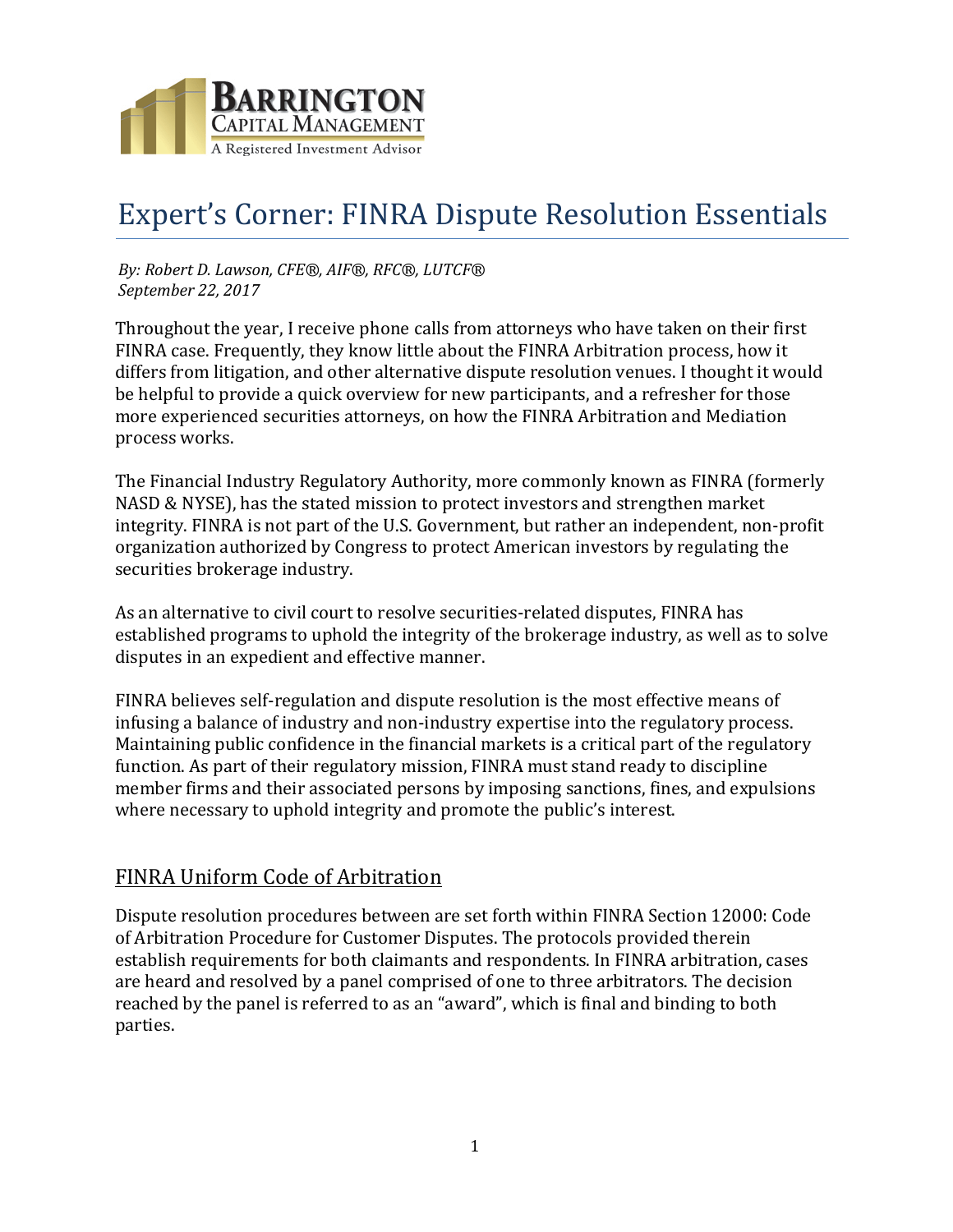BARRINGTON CAPITAL MANAGEMENT
A Registered Investment Advisor

# Expert's Corner: FINRA Dispute Resolution Essentials

*By: Robert D. Lawson, CFE®, AIF®, RFC®, LUTCF®*
*September 22, 2017*

Throughout the year, I receive phone calls from attorneys who have taken on their first FINRA case. Frequently, they know little about the FINRA Arbitration process, how it differs from litigation, and other alternative dispute resolution venues. I thought it would be helpful to provide a quick overview for new participants, and a refresher for those more experienced securities attorneys, on how the FINRA Arbitration and Mediation process works.

The Financial Industry Regulatory Authority, more commonly known as FINRA (formerly NASD & NYSE), has the stated mission to protect investors and strengthen market integrity. FINRA is not part of the U.S. Government, but rather an independent, non-profit organization authorized by Congress to protect American investors by regulating the securities brokerage industry.

As an alternative to civil court to resolve securities-related disputes, FINRA has established programs to uphold the integrity of the brokerage industry, as well as to solve disputes in an expedient and effective manner.

FINRA believes self-regulation and dispute resolution is the most effective means of infusing a balance of industry and non-industry expertise into the regulatory process. Maintaining public confidence in the financial markets is a critical part of the regulatory function. As part of their regulatory mission, FINRA must stand ready to discipline member firms and their associated persons by imposing sanctions, fines, and expulsions where necessary to uphold integrity and promote the public's interest.

## FINRA Uniform Code of Arbitration

Dispute resolution procedures between are set forth within FINRA Section 12000: Code of Arbitration Procedure for Customer Disputes. The protocols provided therein establish requirements for both claimants and respondents. In FINRA arbitration, cases are heard and resolved by a panel comprised of one to three arbitrators. The decision reached by the panel is referred to as an "award", which is final and binding to both parties.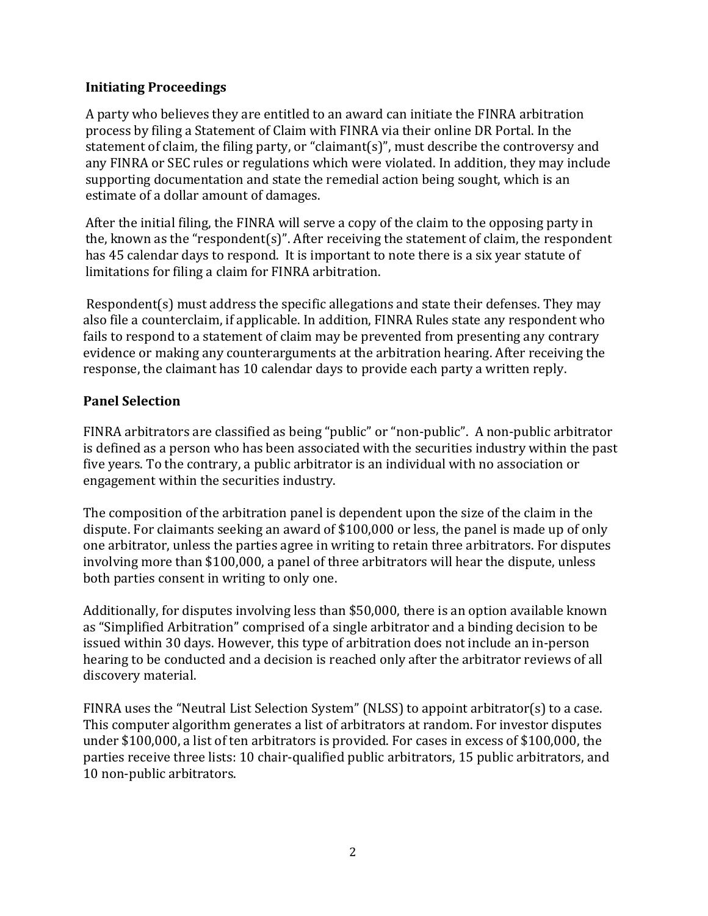### Initiating Proceedings

A party who believes they are entitled to an award can initiate the FINRA arbitration process by filing a Statement of Claim with FINRA via their online DR Portal. In the statement of claim, the filing party, or "claimant(s)", must describe the controversy and any FINRA or SEC rules or regulations which were violated. In addition, they may include supporting documentation and state the remedial action being sought, which is an estimate of a dollar amount of damages.

After the initial filing, the FINRA will serve a copy of the claim to the opposing party in the, known as the "respondent(s)". After receiving the statement of claim, the respondent has 45 calendar days to respond. It is important to note there is a six year statute of limitations for filing a claim for FINRA arbitration.

Respondent(s) must address the specific allegations and state their defenses. They may also file a counterclaim, if applicable. In addition, FINRA Rules state any respondent who fails to respond to a statement of claim may be prevented from presenting any contrary evidence or making any counterarguments at the arbitration hearing. After receiving the response, the claimant has 10 calendar days to provide each party a written reply.

### Panel Selection

FINRA arbitrators are classified as being "public" or "non-public". A non-public arbitrator is defined as a person who has been associated with the securities industry within the past five years. To the contrary, a public arbitrator is an individual with no association or engagement within the securities industry.

The composition of the arbitration panel is dependent upon the size of the claim in the dispute. For claimants seeking an award of $100,000 or less, the panel is made up of only one arbitrator, unless the parties agree in writing to retain three arbitrators. For disputes involving more than $100,000, a panel of three arbitrators will hear the dispute, unless both parties consent in writing to only one.

Additionally, for disputes involving less than $50,000, there is an option available known as "Simplified Arbitration" comprised of a single arbitrator and a binding decision to be issued within 30 days. However, this type of arbitration does not include an in-person hearing to be conducted and a decision is reached only after the arbitrator reviews of all discovery material.

FINRA uses the "Neutral List Selection System" (NLSS) to appoint arbitrator(s) to a case. This computer algorithm generates a list of arbitrators at random. For investor disputes under $100,000, a list of ten arbitrators is provided. For cases in excess of $100,000, the parties receive three lists: 10 chair-qualified public arbitrators, 15 public arbitrators, and 10 non-public arbitrators.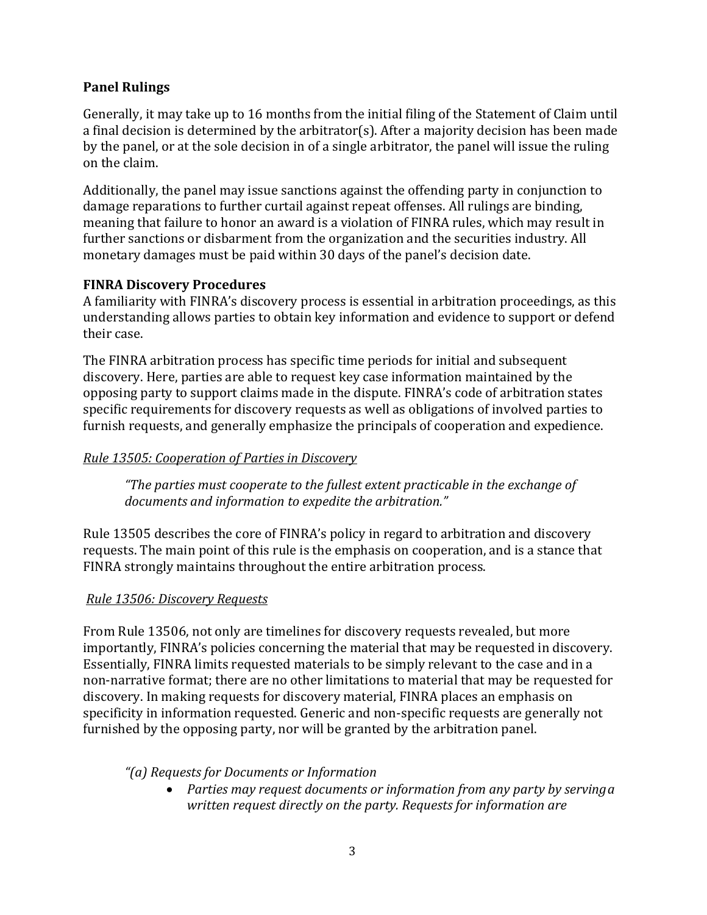### Panel Rulings

Generally, it may take up to 16 months from the initial filing of the Statement of Claim until a final decision is determined by the arbitrator(s). After a majority decision has been made by the panel, or at the sole decision in of a single arbitrator, the panel will issue the ruling on the claim.

Additionally, the panel may issue sanctions against the offending party in conjunction to damage reparations to further curtail against repeat offenses. All rulings are binding, meaning that failure to honor an award is a violation of FINRA rules, which may result in further sanctions or disbarment from the organization and the securities industry. All monetary damages must be paid within 30 days of the panel's decision date.

### FINRA Discovery Procedures

A familiarity with FINRA's discovery process is essential in arbitration proceedings, as this understanding allows parties to obtain key information and evidence to support or defend their case.

The FINRA arbitration process has specific time periods for initial and subsequent discovery. Here, parties are able to request key case information maintained by the opposing party to support claims made in the dispute. FINRA's code of arbitration states specific requirements for discovery requests as well as obligations of involved parties to furnish requests, and generally emphasize the principals of cooperation and expedience.

<u>*Rule 13505: Cooperation of Parties in Discovery*</u>

> *"The parties must cooperate to the fullest extent practicable in the exchange of documents and information to expedite the arbitration."*

Rule 13505 describes the core of FINRA's policy in regard to arbitration and discovery requests. The main point of this rule is the emphasis on cooperation, and is a stance that FINRA strongly maintains throughout the entire arbitration process.

<u>*Rule 13506: Discovery Requests*</u>

From Rule 13506, not only are timelines for discovery requests revealed, but more importantly, FINRA's policies concerning the material that may be requested in discovery. Essentially, FINRA limits requested materials to be simply relevant to the case and in a non-narrative format; there are no other limitations to material that may be requested for discovery. In making requests for discovery material, FINRA places an emphasis on specificity in information requested. Generic and non-specific requests are generally not furnished by the opposing party, nor will be granted by the arbitration panel.

*"(a) Requests for Documents or Information*

- *Parties may request documents or information from any party by serving a written request directly on the party. Requests for information are*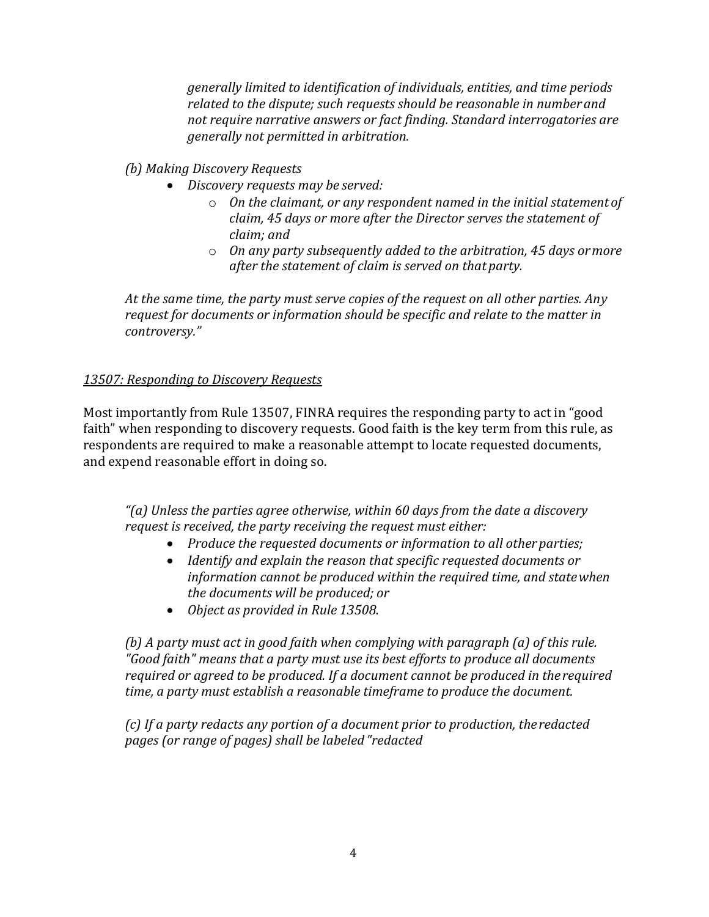*generally limited to identification of individuals, entities, and time periods related to the dispute; such requests should be reasonable in number and not require narrative answers or fact finding. Standard interrogatories are generally not permitted in arbitration.*

*(b) Making Discovery Requests*

- *Discovery requests may be served:*
  - *On the claimant, or any respondent named in the initial statement of claim, 45 days or more after the Director serves the statement of claim; and*
  - *On any party subsequently added to the arbitration, 45 days or more after the statement of claim is served on that party.*

*At the same time, the party must serve copies of the request on all other parties. Any request for documents or information should be specific and relate to the matter in controversy."*

<u>*13507: Responding to Discovery Requests*</u>

Most importantly from Rule 13507, FINRA requires the responding party to act in "good faith" when responding to discovery requests. Good faith is the key term from this rule, as respondents are required to make a reasonable attempt to locate requested documents, and expend reasonable effort in doing so.

*"(a) Unless the parties agree otherwise, within 60 days from the date a discovery request is received, the party receiving the request must either:*

- *Produce the requested documents or information to all other parties;*
- *Identify and explain the reason that specific requested documents or information cannot be produced within the required time, and state when the documents will be produced; or*
- *Object as provided in Rule 13508.*

*(b) A party must act in good faith when complying with paragraph (a) of this rule. "Good faith" means that a party must use its best efforts to produce all documents required or agreed to be produced. If a document cannot be produced in the required time, a party must establish a reasonable timeframe to produce the document.*

*(c) If a party redacts any portion of a document prior to production, the redacted pages (or range of pages) shall be labeled "redacted*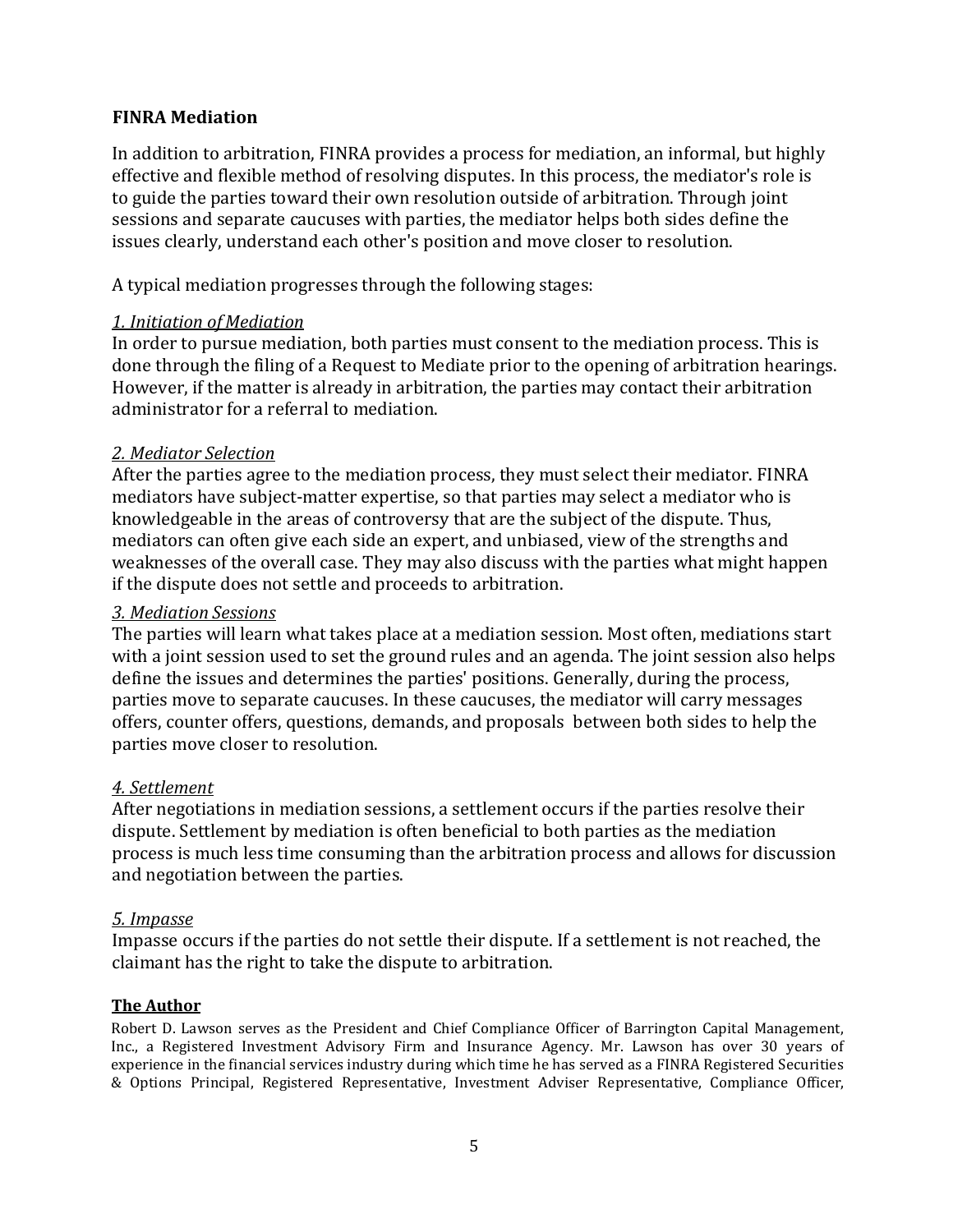**FINRA Mediation**

In addition to arbitration, FINRA provides a process for mediation, an informal, but highly effective and flexible method of resolving disputes. In this process, the mediator's role is to guide the parties toward their own resolution outside of arbitration. Through joint sessions and separate caucuses with parties, the mediator helps both sides define the issues clearly, understand each other's position and move closer to resolution.

A typical mediation progresses through the following stages:

*1. Initiation of Mediation*
In order to pursue mediation, both parties must consent to the mediation process. This is done through the filing of a Request to Mediate prior to the opening of arbitration hearings. However, if the matter is already in arbitration, the parties may contact their arbitration administrator for a referral to mediation.

*2. Mediator Selection*
After the parties agree to the mediation process, they must select their mediator. FINRA mediators have subject-matter expertise, so that parties may select a mediator who is knowledgeable in the areas of controversy that are the subject of the dispute. Thus, mediators can often give each side an expert, and unbiased, view of the strengths and weaknesses of the overall case. They may also discuss with the parties what might happen if the dispute does not settle and proceeds to arbitration.

*3. Mediation Sessions*
The parties will learn what takes place at a mediation session. Most often, mediations start with a joint session used to set the ground rules and an agenda. The joint session also helps define the issues and determines the parties' positions. Generally, during the process, parties move to separate caucuses. In these caucuses, the mediator will carry messages offers, counter offers, questions, demands, and proposals between both sides to help the parties move closer to resolution.

*4. Settlement*
After negotiations in mediation sessions, a settlement occurs if the parties resolve their dispute. Settlement by mediation is often beneficial to both parties as the mediation process is much less time consuming than the arbitration process and allows for discussion and negotiation between the parties.

*5. Impasse*
Impasse occurs if the parties do not settle their dispute. If a settlement is not reached, the claimant has the right to take the dispute to arbitration.

**The Author**

Robert D. Lawson serves as the President and Chief Compliance Officer of Barrington Capital Management, Inc., a Registered Investment Advisory Firm and Insurance Agency. Mr. Lawson has over 30 years of experience in the financial services industry during which time he has served as a FINRA Registered Securities & Options Principal, Registered Representative, Investment Adviser Representative, Compliance Officer,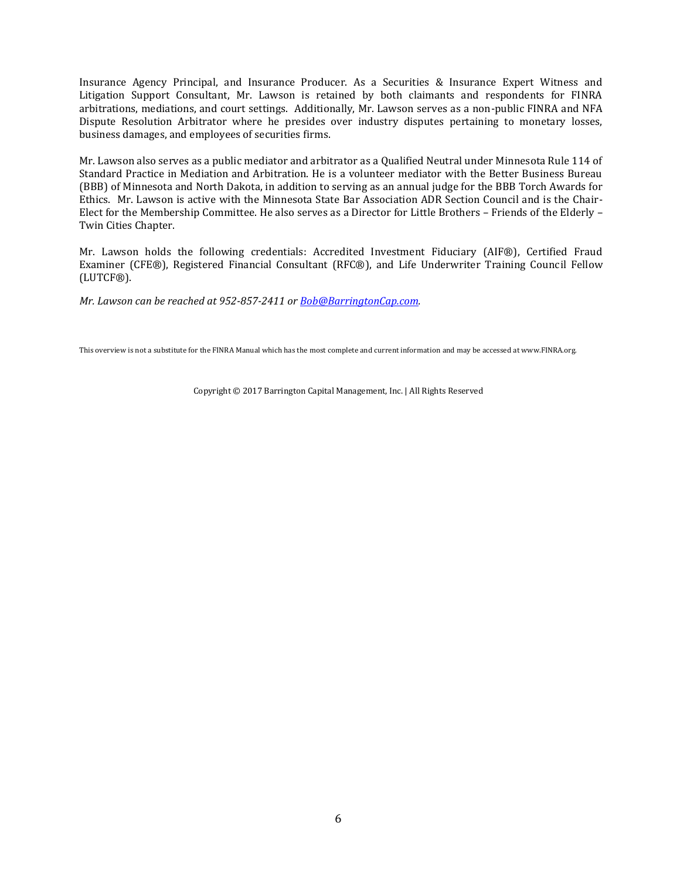Insurance Agency Principal, and Insurance Producer. As a Securities & Insurance Expert Witness and Litigation Support Consultant, Mr. Lawson is retained by both claimants and respondents for FINRA arbitrations, mediations, and court settings. Additionally, Mr. Lawson serves as a non-public FINRA and NFA Dispute Resolution Arbitrator where he presides over industry disputes pertaining to monetary losses, business damages, and employees of securities firms.

Mr. Lawson also serves as a public mediator and arbitrator as a Qualified Neutral under Minnesota Rule 114 of Standard Practice in Mediation and Arbitration. He is a volunteer mediator with the Better Business Bureau (BBB) of Minnesota and North Dakota, in addition to serving as an annual judge for the BBB Torch Awards for Ethics. Mr. Lawson is active with the Minnesota State Bar Association ADR Section Council and is the Chair-Elect for the Membership Committee. He also serves as a Director for Little Brothers – Friends of the Elderly – Twin Cities Chapter.

Mr. Lawson holds the following credentials: Accredited Investment Fiduciary (AIF®), Certified Fraud Examiner (CFE®), Registered Financial Consultant (RFC®), and Life Underwriter Training Council Fellow (LUTCF®).

*Mr. Lawson can be reached at 952-857-2411 or [Bob@BarringtonCap.com](mailto:Bob@BarringtonCap.com).*

This overview is not a substitute for the FINRA Manual which has the most complete and current information and may be accessed at www.FINRA.org.

Copyright © 2017 Barrington Capital Management, Inc. | All Rights Reserved